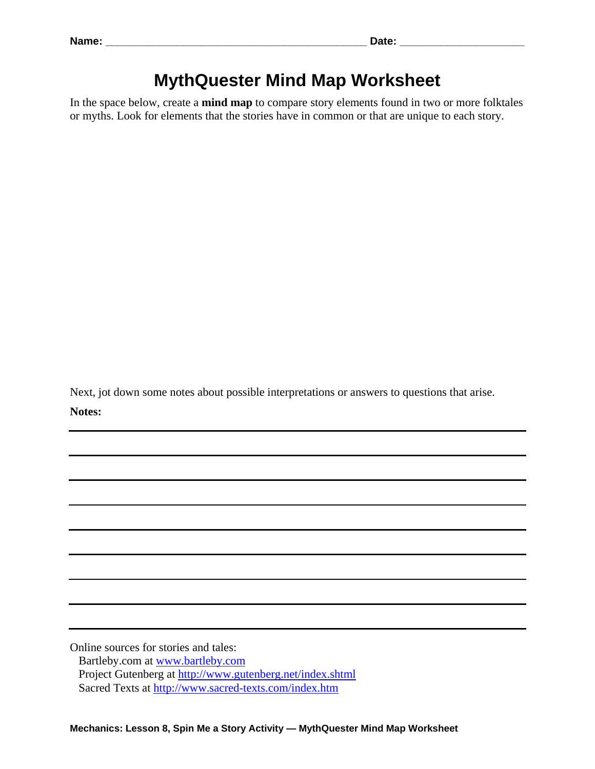**Name:** ____________________________________________ **Date:** ____________________

# MythQuester Mind Map Worksheet

In the space below, create a **mind map** to compare story elements found in two or more folktales or myths. Look for elements that the stories have in common or that are unique to each story.

Next, jot down some notes about possible interpretations or answers to questions that arise.

**Notes:**

______________________________________________________________________________

______________________________________________________________________________

______________________________________________________________________________

______________________________________________________________________________

______________________________________________________________________________

______________________________________________________________________________

______________________________________________________________________________

______________________________________________________________________________

______________________________________________________________________________

Online sources for stories and tales:

Bartleby.com at [www.bartleby.com](http://www.bartleby.com)
Project Gutenberg at [http://www.gutenberg.net/index.shtml](http://www.gutenberg.net/index.shtml)
Sacred Texts at [http://www.sacred-texts.com/index.htm](http://www.sacred-texts.com/index.htm)

**Mechanics: Lesson 8, Spin Me a Story Activity — MythQuester Mind Map Worksheet**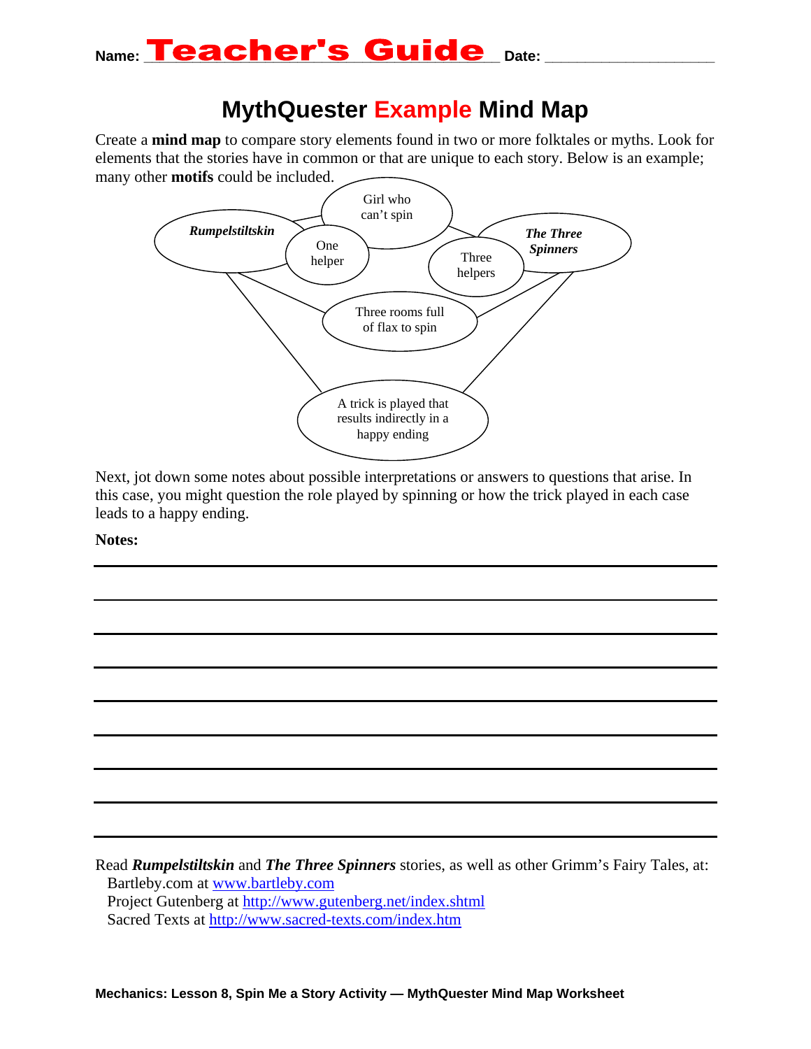Name: **Teacher's Guide** Date: ___________________

# MythQuester Example Mind Map

Create a **mind map** to compare story elements found in two or more folktales or myths. Look for elements that the stories have in common or that are unique to each story. Below is an example; many other **motifs** could be included.

***Rumpelstiltskin***

Girl who can't spin

One helper

***The Three Spinners***

Three helpers

Three rooms full of flax to spin

A trick is played that results indirectly in a happy ending

Next, jot down some notes about possible interpretations or answers to questions that arise. In this case, you might question the role played by spinning or how the trick played in each case leads to a happy ending.

**Notes:**

_______________________________________________

_______________________________________________

_______________________________________________

_______________________________________________

_______________________________________________

_______________________________________________

_______________________________________________

_______________________________________________

_______________________________________________

Read ***Rumpelstiltskin*** and ***The Three Spinners*** stories, as well as other Grimm's Fairy Tales, at:
Bartleby.com at www.bartleby.com
Project Gutenberg at http://www.gutenberg.net/index.shtml
Sacred Texts at http://www.sacred-texts.com/index.htm

**Mechanics: Lesson 8, Spin Me a Story Activity — MythQuester Mind Map Worksheet**